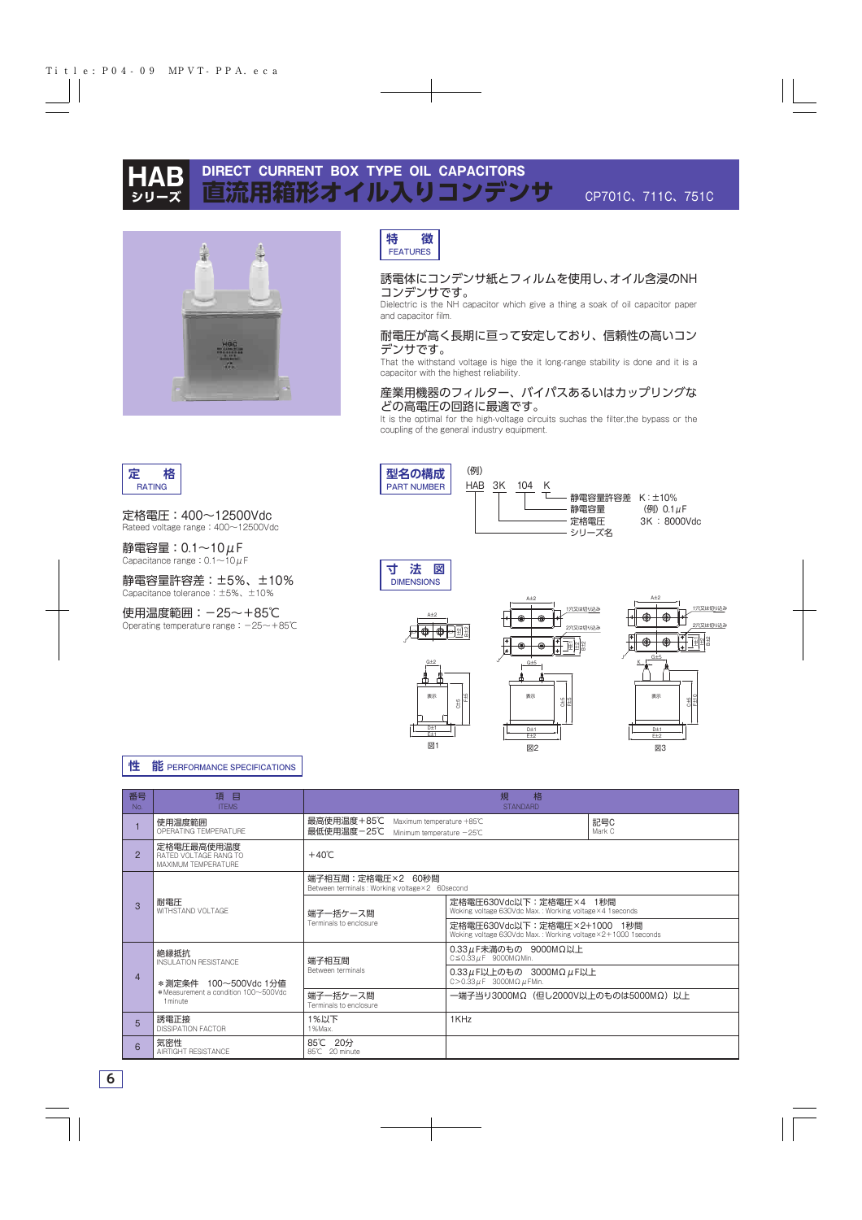# HAB シリーズ

## DIRECT CURRENT BOX TYPE OIL CAPACITORS
## 直流用箱形オイル入りコンデンサ

CP701C、711C、751C

### 特　徴 FEATURES

誘電体にコンデンサ紙とフィルムを使用し、オイル含浸のNHコンデンサです。
Dielectric is the NH capacitor which give a thing a soak of oil capacitor paper and capacitor film.

耐電圧が高く長期に亘って安定しており、信頼性の高いコンデンサです。
That the withstand voltage is hige the it long-range stability is done and it is a capacitor with the highest reliability.

産業用機器のフィルター、バイパスあるいはカップリングなどの高電圧の回路に最適です。
It is the optimal for the high-voltage circuits suchas the filter,the bypass or the coupling of the general industry equipment.

### 定　格 RATING

定格電圧：400〜12500Vdc
Rateed voltage range：400〜12500Vdc

静電容量：0.1〜10μF
Capacitance range：0.1〜10μF

静電容量許容差：±5%、±10%
Capacitance tolerance：±5%、±10%

使用温度範囲：−25〜+85℃
Operating temperature range：−25〜+85℃

### 型名の構成 PART NUMBER

(例)

HAB　3K　104　K

- K：静電容量許容差　K：±10%
- 104：静電容量　(例) 0.1μF
- 3K：定格電圧　3K：8000Vdc
- HAB：シリーズ名

### 寸　法　図 DIMENSIONS

図1　図2　図3

### 性　能 PERFORMANCE SPECIFICATIONS

| 番号 No. | 項　目 ITEMS | 規　格 STANDARD | | |
|---|---|---|---|---|
| 1 | 使用温度範囲 OPERATING TEMPERATURE | 最高使用温度+85℃ Maximum temperature +85℃<br>最低使用温度−25℃ Minimum temperature −25℃ | | 記号C Mark C |
| 2 | 定格電圧最高使用温度 RATED VOLTAGE RANG TO MAXIMUM TEMPERATURE | +40℃ | | |
| 3 | 耐電圧 WITHSTAND VOLTAGE | 端子相互間：定格電圧×2　60秒間 Between terminals : Working voltage×2　60second | | |
| | | 端子一括ケース間 Terminals to enclosure | 定格電圧630Vdc以下：定格電圧×4　1秒間 Woking voltage 630Vdc Max. : Working voltage×4 1seconds | |
| | | | 定格電圧630Vdc以下：定格電圧×2+1000　1秒間 Woking voltage 630Vdc Max. : Working voltage×2+1000 1seconds | |
| 4 | 絶縁抵抗 INSULATION RESISTANCE<br>＊測定条件　100〜500Vdc 1分値 ＊Measurement a condition 100〜500Vdc 1minute | 端子相互間 Between terminals | 0.33μF未満のもの　9000MΩ以上 C≦0.33μF　9000MΩMin. | |
| | | | 0.33μF以上のもの　3000MΩμF以上 C>0.33μF　3000MΩμFMin. | |
| | | 端子一括ケース間 Terminals to enclosure | 一端子当り3000MΩ（但し2000V以上のものは5000MΩ）以上 | |
| 5 | 誘電正接 DISSIPATION FACTOR | 1%以下 1%Max. | 1KHz | |
| 6 | 気密性 AIRTIGHT RESISTANCE | 85℃　20分 85℃　20 minute | | |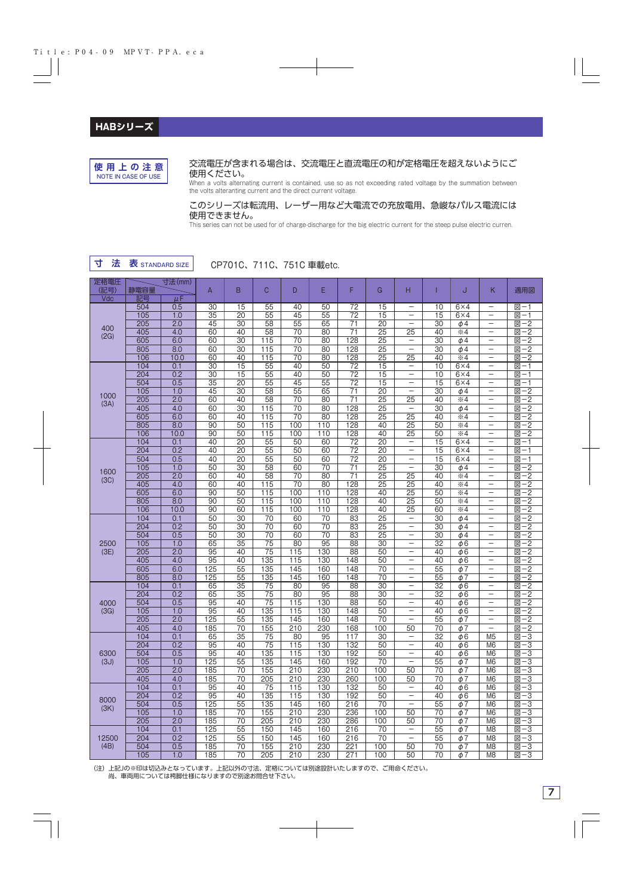## HABシリーズ

**使用上の注意** NOTE IN CASE OF USE

交流電圧が含まれる場合は、交流電圧と直流電圧の和が定格電圧を超えないようにご使用ください。
When a volts alternating current is contained, use so as not exceeding rated voltage by the summation between the volts alteranting current and the direct current voltage.

このシリーズは転流用、レーザー用など大電流での充放電用、急峻なパルス電流には使用できません。
This series can not be used for of charge-discharge for the big electric current for the steep pulse electric curren.

**寸法表** STANDARD SIZE　　CP701C、711C、751C 車載etc.

| 定格電圧 (記号) Vdc | 静電容量 記号 | 寸法(mm) μF | A | B | C | D | E | F | G | H | I | J | K | 適用図 |
|---|---|---|---|---|---|---|---|---|---|---|---|---|---|---|
| 400 (2G) | 504 | 0.5 | 30 | 15 | 55 | 40 | 50 | 72 | 15 | − | 10 | 6×4 | − | 図−1 |
| | 105 | 1.0 | 35 | 20 | 55 | 45 | 55 | 72 | 15 | − | 15 | 6×4 | − | 図−1 |
| | 205 | 2.0 | 45 | 30 | 58 | 55 | 65 | 71 | 20 | − | 30 | φ4 | − | 図−2 |
| | 405 | 4.0 | 60 | 40 | 58 | 70 | 80 | 71 | 25 | 25 | 40 | ※4 | − | 図−2 |
| | 605 | 6.0 | 60 | 30 | 115 | 70 | 80 | 128 | 25 | − | 30 | φ4 | − | 図−2 |
| | 805 | 8.0 | 60 | 30 | 115 | 70 | 80 | 128 | 25 | − | 30 | φ4 | − | 図−2 |
| | 106 | 10.0 | 60 | 40 | 115 | 70 | 80 | 128 | 25 | 25 | 40 | ※4 | − | 図−2 |
| 1000 (3A) | 104 | 0.1 | 30 | 15 | 55 | 40 | 50 | 72 | 15 | − | 10 | 6×4 | − | 図−1 |
| | 204 | 0.2 | 30 | 15 | 55 | 40 | 50 | 72 | 15 | − | 10 | 6×4 | − | 図−1 |
| | 504 | 0.5 | 35 | 20 | 55 | 45 | 55 | 72 | 15 | − | 15 | 6×4 | − | 図−1 |
| | 105 | 1.0 | 45 | 30 | 58 | 55 | 65 | 71 | 20 | − | 30 | φ4 | − | 図−2 |
| | 205 | 2.0 | 60 | 40 | 58 | 70 | 80 | 71 | 25 | 25 | 40 | ※4 | − | 図−2 |
| | 405 | 4.0 | 60 | 30 | 115 | 70 | 80 | 128 | 25 | − | 30 | φ4 | − | 図−2 |
| | 605 | 6.0 | 60 | 40 | 115 | 70 | 80 | 128 | 25 | 25 | 40 | ※4 | − | 図−2 |
| | 805 | 8.0 | 90 | 50 | 115 | 100 | 110 | 128 | 40 | 25 | 50 | ※4 | − | 図−2 |
| | 106 | 10.0 | 90 | 50 | 115 | 100 | 110 | 128 | 40 | 25 | 50 | ※4 | − | 図−2 |
| 1600 (3C) | 104 | 0.1 | 40 | 20 | 55 | 50 | 60 | 72 | 20 | − | 15 | 6×4 | − | 図−1 |
| | 204 | 0.2 | 40 | 20 | 55 | 50 | 60 | 72 | 20 | − | 15 | 6×4 | − | 図−1 |
| | 504 | 0.5 | 40 | 20 | 55 | 50 | 60 | 72 | 20 | − | 15 | 6×4 | − | 図−1 |
| | 105 | 1.0 | 50 | 30 | 58 | 60 | 70 | 71 | 25 | − | 30 | φ4 | − | 図−2 |
| | 205 | 2.0 | 60 | 40 | 58 | 70 | 80 | 71 | 25 | 25 | 40 | ※4 | − | 図−2 |
| | 405 | 4.0 | 60 | 40 | 115 | 70 | 80 | 128 | 25 | 25 | 40 | ※4 | − | 図−2 |
| | 605 | 6.0 | 90 | 50 | 115 | 100 | 110 | 128 | 40 | 25 | 50 | ※4 | − | 図−2 |
| | 805 | 8.0 | 90 | 50 | 115 | 100 | 110 | 128 | 40 | 25 | 50 | ※4 | − | 図−2 |
| | 106 | 10.0 | 90 | 60 | 115 | 100 | 110 | 128 | 40 | 25 | 60 | ※4 | − | 図−2 |
| 2500 (3E) | 104 | 0.1 | 50 | 30 | 70 | 60 | 70 | 83 | 25 | − | 30 | φ4 | − | 図−2 |
| | 204 | 0.2 | 50 | 30 | 70 | 60 | 70 | 83 | 25 | − | 30 | φ4 | − | 図−2 |
| | 504 | 0.5 | 50 | 30 | 70 | 60 | 70 | 83 | 25 | − | 30 | φ4 | − | 図−2 |
| | 105 | 1.0 | 65 | 35 | 75 | 80 | 95 | 88 | 30 | − | 32 | φ6 | − | 図−2 |
| | 205 | 2.0 | 95 | 40 | 75 | 115 | 130 | 88 | 50 | − | 40 | φ6 | − | 図−2 |
| | 405 | 4.0 | 95 | 40 | 135 | 115 | 130 | 148 | 50 | − | 40 | φ6 | − | 図−2 |
| | 605 | 6.0 | 125 | 55 | 135 | 145 | 160 | 148 | 70 | − | 55 | φ7 | − | 図−2 |
| | 805 | 8.0 | 125 | 55 | 135 | 145 | 160 | 148 | 70 | − | 55 | φ7 | − | 図−2 |
| 4000 (3G) | 104 | 0.1 | 65 | 35 | 75 | 80 | 95 | 88 | 30 | − | 32 | φ6 | − | 図−2 |
| | 204 | 0.2 | 65 | 35 | 75 | 80 | 95 | 88 | 30 | − | 32 | φ6 | − | 図−2 |
| | 504 | 0.5 | 95 | 40 | 75 | 115 | 130 | 88 | 50 | − | 40 | φ6 | − | 図−2 |
| | 105 | 1.0 | 95 | 40 | 135 | 115 | 130 | 148 | 50 | − | 40 | φ6 | − | 図−2 |
| | 205 | 2.0 | 125 | 55 | 135 | 145 | 160 | 148 | 70 | − | 55 | φ7 | − | 図−2 |
| | 405 | 4.0 | 185 | 70 | 155 | 210 | 230 | 168 | 100 | 50 | 70 | φ7 | − | 図−2 |
| 6300 (3J) | 104 | 0.1 | 65 | 35 | 75 | 80 | 95 | 117 | 30 | − | 32 | φ6 | M5 | 図−3 |
| | 204 | 0.2 | 95 | 40 | 75 | 115 | 130 | 132 | 50 | − | 40 | φ6 | M6 | 図−3 |
| | 504 | 0.5 | 95 | 40 | 135 | 115 | 130 | 192 | 50 | − | 40 | φ6 | M6 | 図−3 |
| | 105 | 1.0 | 125 | 55 | 135 | 145 | 160 | 192 | 70 | − | 55 | φ7 | M6 | 図−3 |
| | 205 | 2.0 | 185 | 70 | 155 | 210 | 230 | 210 | 100 | 50 | 70 | φ7 | M6 | 図−3 |
| | 405 | 4.0 | 185 | 70 | 205 | 210 | 230 | 260 | 100 | 50 | 70 | φ7 | M6 | 図−3 |
| 8000 (3K) | 104 | 0.1 | 95 | 40 | 75 | 115 | 130 | 132 | 50 | − | 40 | φ6 | M6 | 図−3 |
| | 204 | 0.2 | 95 | 40 | 135 | 115 | 130 | 192 | 50 | − | 40 | φ6 | M6 | 図−3 |
| | 504 | 0.5 | 125 | 55 | 135 | 145 | 160 | 216 | 70 | − | 55 | φ7 | M6 | 図−3 |
| | 105 | 1.0 | 185 | 70 | 155 | 210 | 230 | 236 | 100 | 50 | 70 | φ7 | M6 | 図−3 |
| | 205 | 2.0 | 185 | 70 | 205 | 210 | 230 | 286 | 100 | 50 | 70 | φ7 | M6 | 図−3 |
| 12500 (4B) | 104 | 0.1 | 125 | 55 | 150 | 145 | 160 | 216 | 70 | − | 55 | φ7 | M8 | 図−3 |
| | 204 | 0.2 | 125 | 55 | 150 | 145 | 160 | 216 | 70 | − | 55 | φ7 | M8 | 図−3 |
| | 504 | 0.5 | 185 | 70 | 155 | 210 | 230 | 221 | 100 | 50 | 70 | φ7 | M8 | 図−3 |
| | 105 | 1.0 | 185 | 70 | 205 | 210 | 230 | 271 | 100 | 50 | 70 | φ7 | M8 | 図−3 |

(注) 上記Jの※印は切込みとなっています。上記以外の寸法、定格については別途設計いたしますので、ご用命ください。
尚、車両用については袴脚仕様になりますので別途お問合せ下さい。